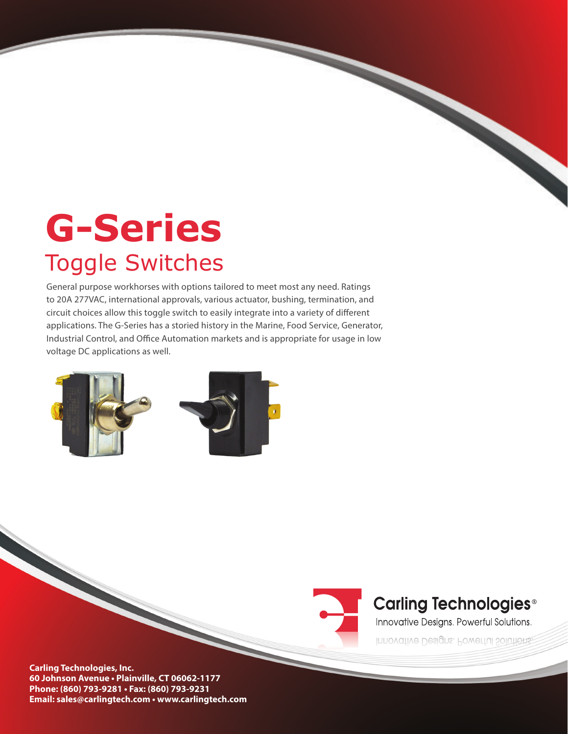# G-Series

## Toggle Switches

General purpose workhorses with options tailored to meet most any need. Ratings to 20A 277VAC, international approvals, various actuator, bushing, termination, and circuit choices allow this toggle switch to easily integrate into a variety of different applications. The G-Series has a storied history in the Marine, Food Service, Generator, Industrial Control, and Office Automation markets and is appropriate for usage in low voltage DC applications as well.

Carling Technologies®

Innovative Designs. Powerful Solutions.

**Carling Technologies, Inc.**
**60 Johnson Avenue • Plainville, CT 06062-1177**
**Phone: (860) 793-9281 • Fax: (860) 793-9231**
**Email: sales@carlingtech.com • www.carlingtech.com**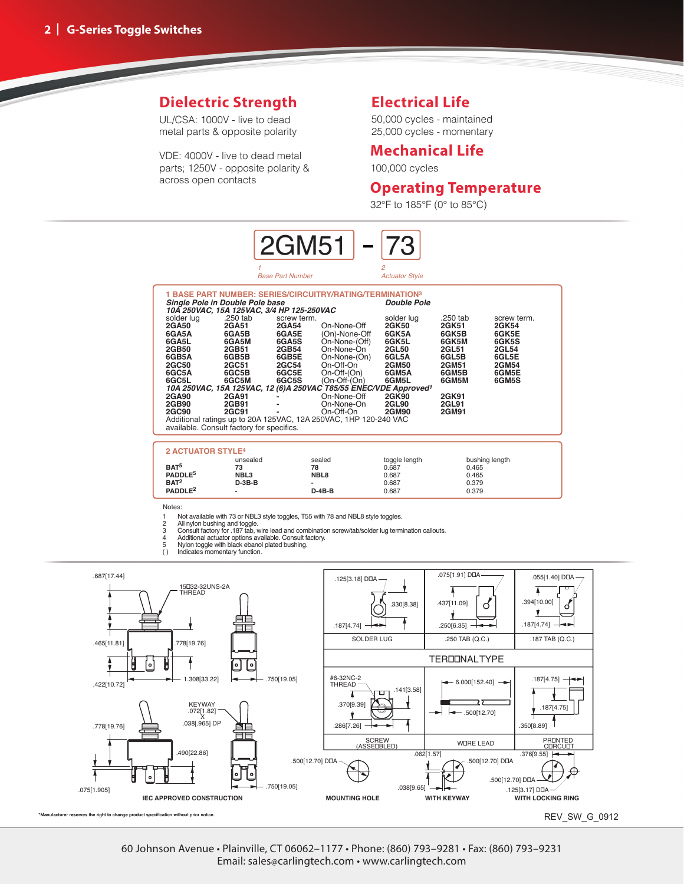## Dielectric Strength

UL/CSA: 1000V - live to dead metal parts & opposite polarity

VDE: 4000V - live to dead metal parts; 1250V - opposite polarity & across open contacts

## Electrical Life

50,000 cycles - maintained
25,000 cycles - momentary

## Mechanical Life

100,000 cycles

## Operating Temperature

32°F to 185°F (0° to 85°C)

**2GM51 - 73**

1 Base Part Number — 2 Actuator Style

### 1 BASE PART NUMBER: SERIES/CIRCUITRY/RATING/TERMINATION[3]

***Single Pole in Double Pole base*** — ***Double Pole***

***10A 250VAC, 15A 125VAC, 3/4 HP 125-250VAC***

| solder lug | .250 tab | screw term. | | solder lug | .250 tab | screw term. |
|---|---|---|---|---|---|---|
| **2GA50** | **2GA51** | **2GA54** | On-None-Off | **2GK50** | **2GK51** | **2GK54** |
| **6GA5A** | **6GA5B** | **6GA5E** | (On)-None-Off | **6GK5A** | **6GK5B** | **6GK5E** |
| **6GA5L** | **6GA5M** | **6GA5S** | On-None-(Off) | **6GK5L** | **6GK5M** | **6GK5S** |
| **2GB50** | **2GB51** | **2GB54** | On-None-On | **2GL50** | **2GL51** | **2GL54** |
| **6GB5A** | **6GB5B** | **6GB5E** | On-None-(On) | **6GL5A** | **6GL5B** | **6GL5E** |
| **2GC50** | **2GC51** | **2GC54** | On-Off-On | **2GM50** | **2GM51** | **2GM54** |
| **6GC5A** | **6GC5B** | **6GC5E** | On-Off-(On) | **6GM5A** | **6GM5B** | **6GM5E** |
| **6GC5L** | **6GC5M** | **6GC5S** | (On-Off-(On) | **6GM5L** | **6GM5M** | **6GM5S** |
| ***10A 250VAC, 15A 125VAC, 12 (6)A 250VAC T85/55 ENEC/VDE Approved[1]*** | | | | | | |
| **2GA90** | **2GA91** | - | On-None-Off | **2GK90** | **2GK91** | |
| **2GB90** | **2GB91** | - | On-None-On | **2GL90** | **2GL91** | |
| **2GC90** | **2GC91** | - | On-Off-On | **2GM90** | **2GM91** | |

Additional ratings up to 20A 125VAC, 12A 250VAC, 1HP 120-240 VAC available. Consult factory for specifics.

### 2 ACTUATOR STYLE[4]

| | unsealed | sealed | toggle length | bushing length |
|---|---|---|---|---|
| **BAT[5]** | **73** | **78** | 0.687 | 0.465 |
| **PADDLE[5]** | **NBL3** | **NBL8** | 0.687 | 0.465 |
| **BAT[2]** | **D-3B-B** | **-** | 0.687 | 0.379 |
| **PADDLE[2]** | **-** | **D-4B-B** | 0.687 | 0.379 |

Notes:

1 Not available with 73 or NBL3 style toggles, T55 with 78 and NBL8 style toggles.
2 All nylon bushing and toggle.
3 Consult factory for .187 tab, wire lead and combination screw/tab/solder lug termination callouts.
4 Additional actuator options available. Consult factory.
5 Nylon toggle with black ebanol plated bushing.
( ) Indicates momentary function.

.687[17.44]
15/32-32UNS-2A THREAD
.465[11.81]
.778[19.76]
.422[10.72]
1.308[33.22]
.750[19.05]
KEYWAY .072[1.82] X .038[.965] DP
.778[19.76]
.490[22.86]
.075[1.905]
.750[19.05]
IEC APPROVED CONSTRUCTION

.125[3.18] DIA
.330[8.38]
.187[4.74]
SOLDER LUG
.075[1.91] DIA
.437[11.09]
.250[6.35]
.250 TAB (Q.C.)
.055[1.40] DIA
.394[10.00]
.187[4.74]
.187 TAB (Q.C.)

TERMINAL TYPE

#6-32NC-2 THREAD
.141[3.58]
.370[9.39]
.286[7.26]
SCREW (ASSEMBLED)
6.000[152.40]
.500[12.70]
WIRE LEAD
.187[4.75]
.187[4.75]
.350[8.89]
PRINTED CIRCUIT

.500[12.70] DIA
MOUNTING HOLE
.062[1.57]
.500[12.70] DIA
.038[9.65]
WITH KEYWAY
.376[9.55]
.500[12.70] DIA
.125[3.17] DIA
WITH LOCKING RING

*Manufacturer reserves the right to change product specification without prior notice.

REV_SW_G_0912

60 Johnson Avenue • Plainville, CT 06062–1177 • Phone: (860) 793–9281 • Fax: (860) 793–9231
Email: sales@carlingtech.com • www.carlingtech.com